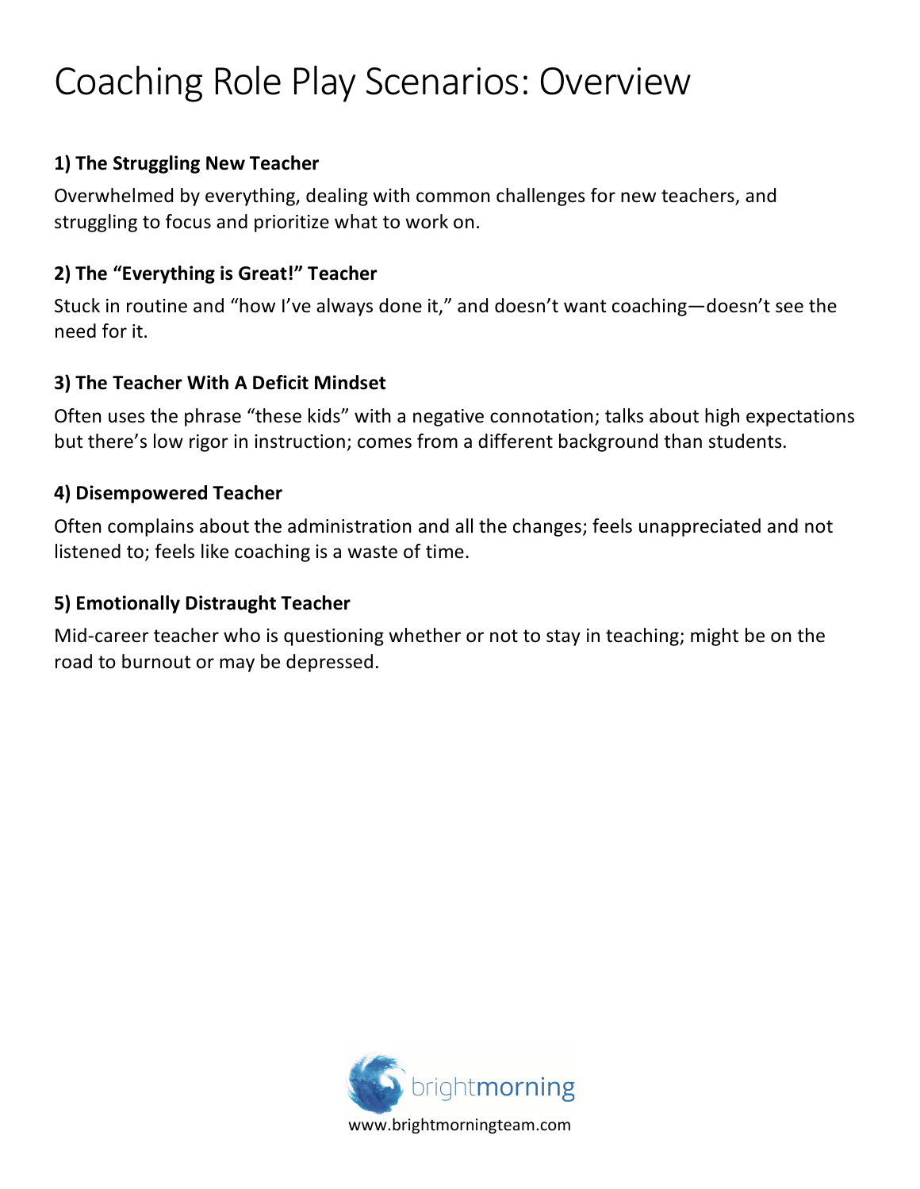# Coaching Role Play Scenarios: Overview

**1) The Struggling New Teacher**

Overwhelmed by everything, dealing with common challenges for new teachers, and struggling to focus and prioritize what to work on.

**2) The "Everything is Great!" Teacher**

Stuck in routine and "how I've always done it," and doesn't want coaching—doesn't see the need for it.

**3) The Teacher With A Deficit Mindset**

Often uses the phrase "these kids" with a negative connotation; talks about high expectations but there's low rigor in instruction; comes from a different background than students.

**4) Disempowered Teacher**

Often complains about the administration and all the changes; feels unappreciated and not listened to; feels like coaching is a waste of time.

**5) Emotionally Distraught Teacher**

Mid-career teacher who is questioning whether or not to stay in teaching; might be on the road to burnout or may be depressed.

brightmorning

www.brightmorningteam.com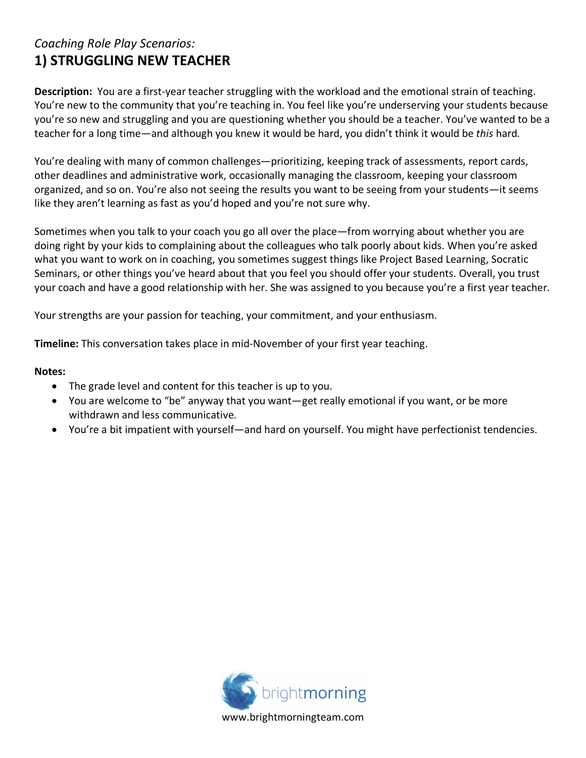*Coaching Role Play Scenarios:*
# 1) STRUGGLING NEW TEACHER

**Description:** You are a first-year teacher struggling with the workload and the emotional strain of teaching. You're new to the community that you're teaching in. You feel like you're underserving your students because you're so new and struggling and you are questioning whether you should be a teacher. You've wanted to be a teacher for a long time—and although you knew it would be hard, you didn't think it would be *this* hard.

You're dealing with many of common challenges—prioritizing, keeping track of assessments, report cards, other deadlines and administrative work, occasionally managing the classroom, keeping your classroom organized, and so on. You're also not seeing the results you want to be seeing from your students—it seems like they aren't learning as fast as you'd hoped and you're not sure why.

Sometimes when you talk to your coach you go all over the place—from worrying about whether you are doing right by your kids to complaining about the colleagues who talk poorly about kids. When you're asked what you want to work on in coaching, you sometimes suggest things like Project Based Learning, Socratic Seminars, or other things you've heard about that you feel you should offer your students. Overall, you trust your coach and have a good relationship with her. She was assigned to you because you're a first year teacher.

Your strengths are your passion for teaching, your commitment, and your enthusiasm.

**Timeline:** This conversation takes place in mid-November of your first year teaching.

**Notes:**

- The grade level and content for this teacher is up to you.
- You are welcome to "be" anyway that you want—get really emotional if you want, or be more withdrawn and less communicative.
- You're a bit impatient with yourself—and hard on yourself. You might have perfectionist tendencies.

brightmorning
www.brightmorningteam.com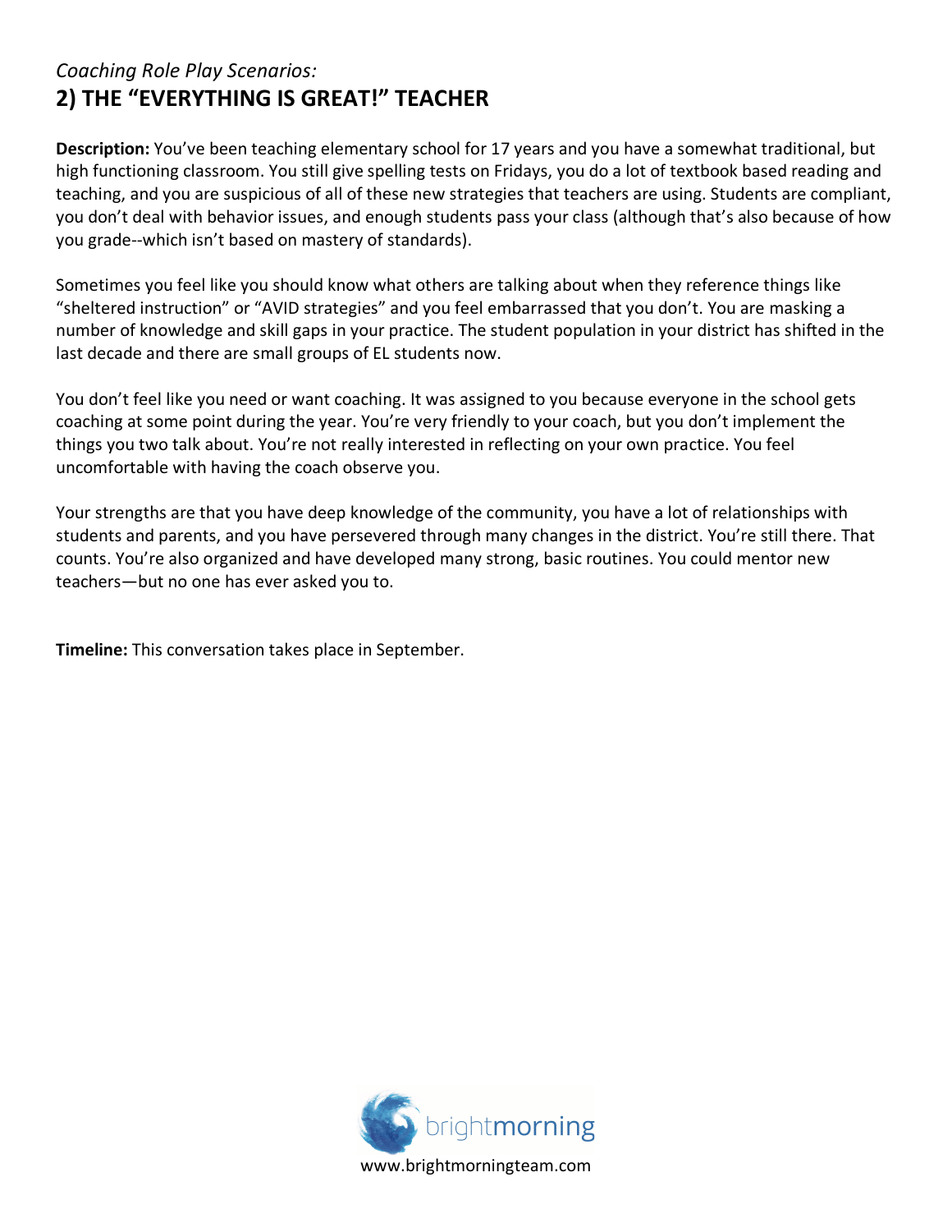*Coaching Role Play Scenarios:*

## 2) THE "EVERYTHING IS GREAT!" TEACHER

**Description:** You've been teaching elementary school for 17 years and you have a somewhat traditional, but high functioning classroom. You still give spelling tests on Fridays, you do a lot of textbook based reading and teaching, and you are suspicious of all of these new strategies that teachers are using. Students are compliant, you don't deal with behavior issues, and enough students pass your class (although that's also because of how you grade--which isn't based on mastery of standards).

Sometimes you feel like you should know what others are talking about when they reference things like "sheltered instruction" or "AVID strategies" and you feel embarrassed that you don't. You are masking a number of knowledge and skill gaps in your practice. The student population in your district has shifted in the last decade and there are small groups of EL students now.

You don't feel like you need or want coaching. It was assigned to you because everyone in the school gets coaching at some point during the year. You're very friendly to your coach, but you don't implement the things you two talk about. You're not really interested in reflecting on your own practice. You feel uncomfortable with having the coach observe you.

Your strengths are that you have deep knowledge of the community, you have a lot of relationships with students and parents, and you have persevered through many changes in the district. You're still there. That counts. You're also organized and have developed many strong, basic routines. You could mentor new teachers—but no one has ever asked you to.

**Timeline:** This conversation takes place in September.

brightmorning

www.brightmorningteam.com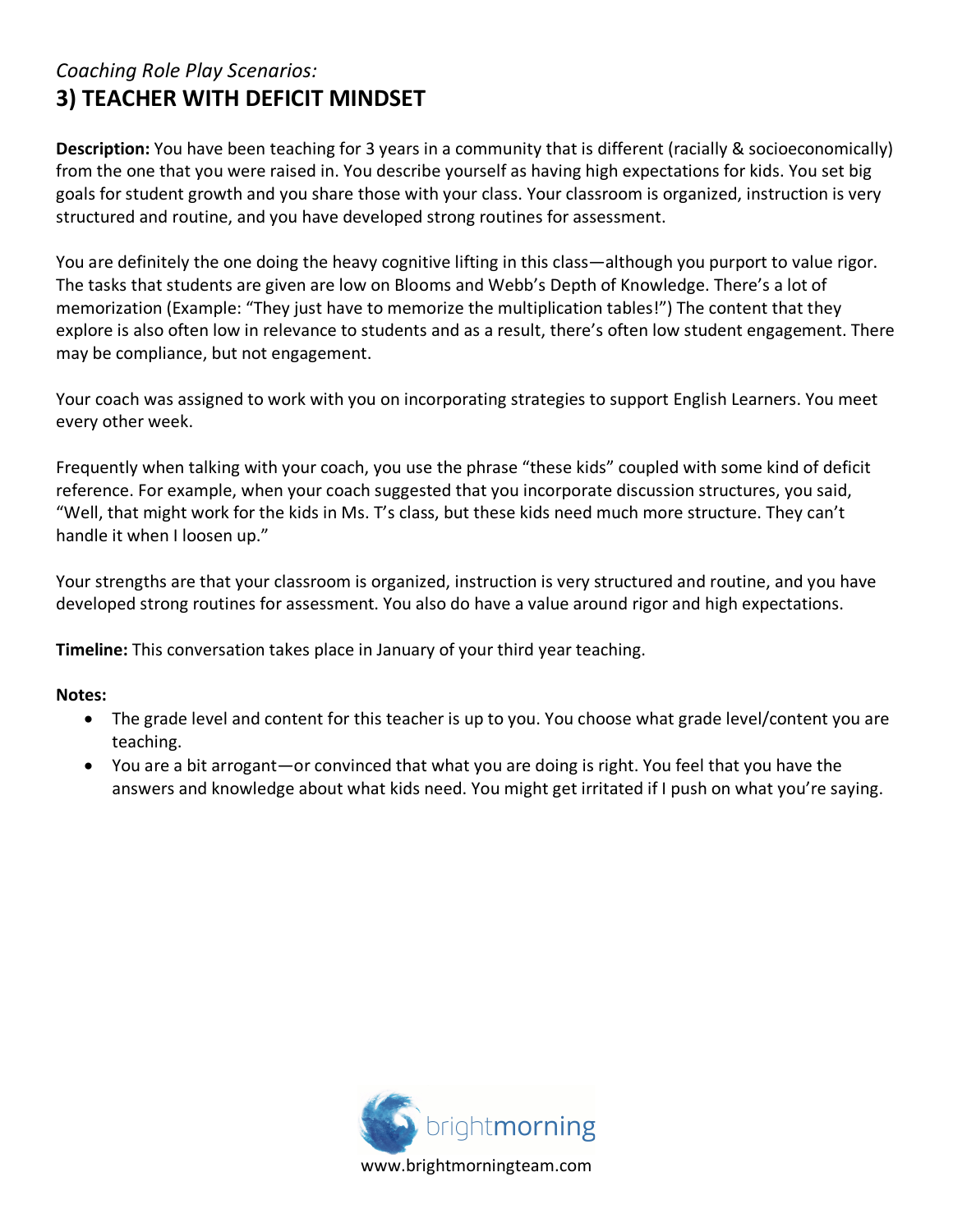*Coaching Role Play Scenarios:*

## 3) TEACHER WITH DEFICIT MINDSET

**Description:** You have been teaching for 3 years in a community that is different (racially & socioeconomically) from the one that you were raised in. You describe yourself as having high expectations for kids. You set big goals for student growth and you share those with your class. Your classroom is organized, instruction is very structured and routine, and you have developed strong routines for assessment.

You are definitely the one doing the heavy cognitive lifting in this class—although you purport to value rigor. The tasks that students are given are low on Blooms and Webb's Depth of Knowledge. There's a lot of memorization (Example: "They just have to memorize the multiplication tables!") The content that they explore is also often low in relevance to students and as a result, there's often low student engagement. There may be compliance, but not engagement.

Your coach was assigned to work with you on incorporating strategies to support English Learners. You meet every other week.

Frequently when talking with your coach, you use the phrase "these kids" coupled with some kind of deficit reference. For example, when your coach suggested that you incorporate discussion structures, you said, "Well, that might work for the kids in Ms. T's class, but these kids need much more structure. They can't handle it when I loosen up."

Your strengths are that your classroom is organized, instruction is very structured and routine, and you have developed strong routines for assessment. You also do have a value around rigor and high expectations.

**Timeline:** This conversation takes place in January of your third year teaching.

**Notes:**

- The grade level and content for this teacher is up to you. You choose what grade level/content you are teaching.
- You are a bit arrogant—or convinced that what you are doing is right. You feel that you have the answers and knowledge about what kids need. You might get irritated if I push on what you're saying.

brightmorning

www.brightmorningteam.com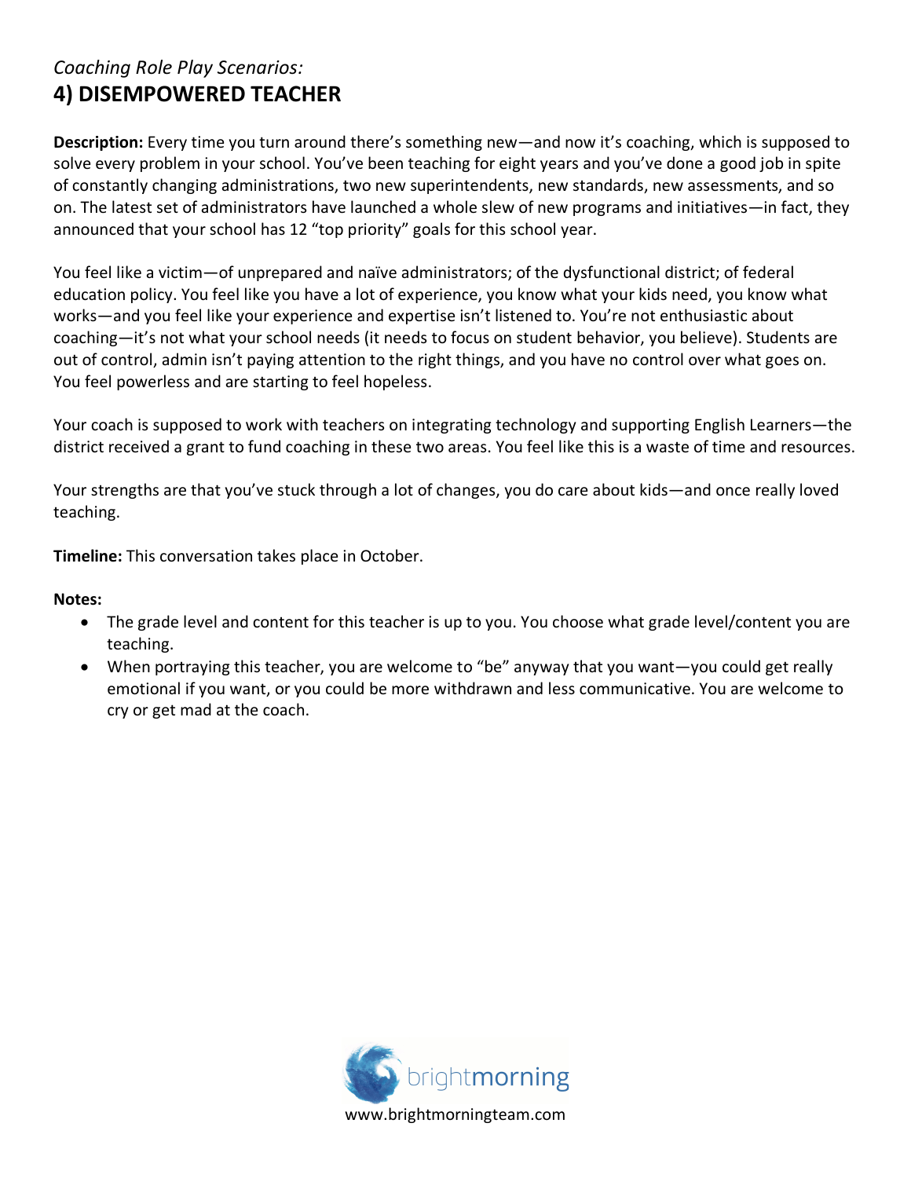*Coaching Role Play Scenarios:*

## 4) DISEMPOWERED TEACHER

**Description:** Every time you turn around there's something new—and now it's coaching, which is supposed to solve every problem in your school. You've been teaching for eight years and you've done a good job in spite of constantly changing administrations, two new superintendents, new standards, new assessments, and so on. The latest set of administrators have launched a whole slew of new programs and initiatives—in fact, they announced that your school has 12 "top priority" goals for this school year.

You feel like a victim—of unprepared and naïve administrators; of the dysfunctional district; of federal education policy. You feel like you have a lot of experience, you know what your kids need, you know what works—and you feel like your experience and expertise isn't listened to. You're not enthusiastic about coaching—it's not what your school needs (it needs to focus on student behavior, you believe). Students are out of control, admin isn't paying attention to the right things, and you have no control over what goes on. You feel powerless and are starting to feel hopeless.

Your coach is supposed to work with teachers on integrating technology and supporting English Learners—the district received a grant to fund coaching in these two areas. You feel like this is a waste of time and resources.

Your strengths are that you've stuck through a lot of changes, you do care about kids—and once really loved teaching.

**Timeline:** This conversation takes place in October.

**Notes:**

- The grade level and content for this teacher is up to you. You choose what grade level/content you are teaching.
- When portraying this teacher, you are welcome to "be" anyway that you want—you could get really emotional if you want, or you could be more withdrawn and less communicative. You are welcome to cry or get mad at the coach.

brightmorning

www.brightmorningteam.com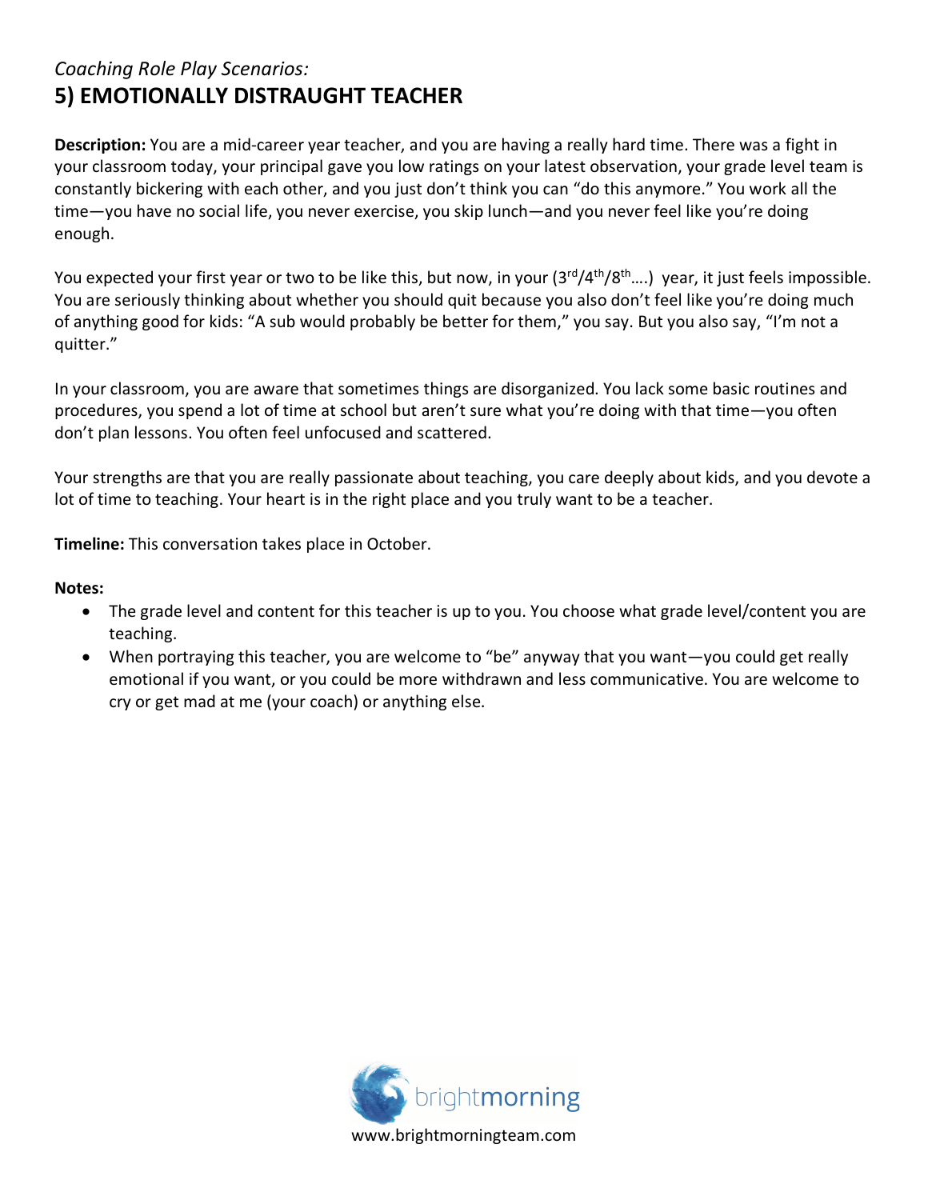*Coaching Role Play Scenarios:*

# 5) EMOTIONALLY DISTRAUGHT TEACHER

**Description:** You are a mid-career year teacher, and you are having a really hard time. There was a fight in your classroom today, your principal gave you low ratings on your latest observation, your grade level team is constantly bickering with each other, and you just don't think you can "do this anymore." You work all the time—you have no social life, you never exercise, you skip lunch—and you never feel like you're doing enough.

You expected your first year or two to be like this, but now, in your (3rd/4th/8th….) year, it just feels impossible. You are seriously thinking about whether you should quit because you also don't feel like you're doing much of anything good for kids: "A sub would probably be better for them," you say. But you also say, "I'm not a quitter."

In your classroom, you are aware that sometimes things are disorganized. You lack some basic routines and procedures, you spend a lot of time at school but aren't sure what you're doing with that time—you often don't plan lessons. You often feel unfocused and scattered.

Your strengths are that you are really passionate about teaching, you care deeply about kids, and you devote a lot of time to teaching. Your heart is in the right place and you truly want to be a teacher.

**Timeline:** This conversation takes place in October.

**Notes:**

- The grade level and content for this teacher is up to you. You choose what grade level/content you are teaching.
- When portraying this teacher, you are welcome to "be" anyway that you want—you could get really emotional if you want, or you could be more withdrawn and less communicative. You are welcome to cry or get mad at me (your coach) or anything else.

brightmorning

www.brightmorningteam.com